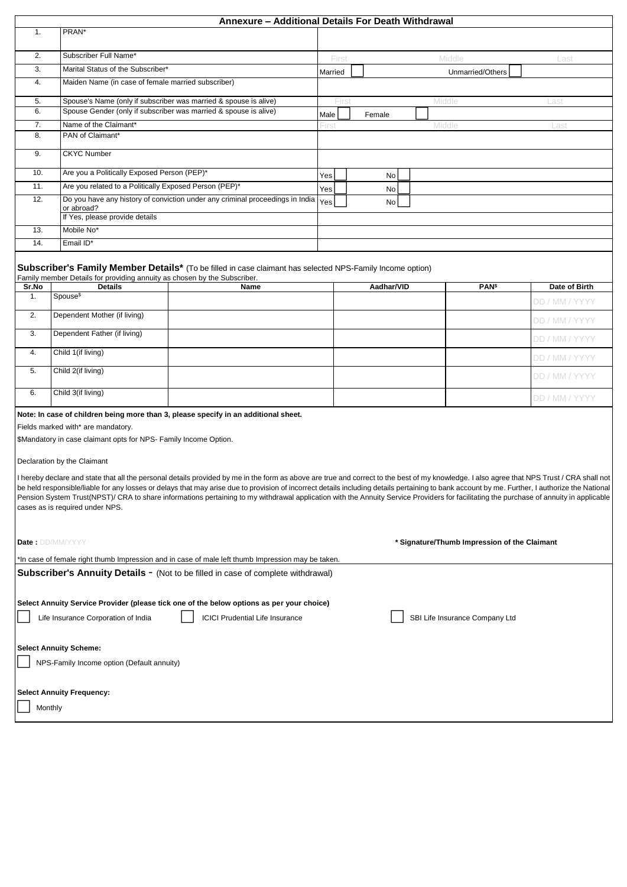# Annexure – Additional Details For Death Withdrawal

| | | |
|---|---|---|
| 1. | PRAN* | |
| 2. | Subscriber Full Name* | First Middle Last |
| 3. | Marital Status of the Subscriber* | Married ☐ Unmarried/Others ☐ |
| 4. | Maiden Name (in case of female married subscriber) | |
| 5. | Spouse's Name (only if subscriber was married & spouse is alive) | First Middle Last |
| 6. | Spouse Gender (only if subscriber was married & spouse is alive) | Male ☐ Female ☐ |
| 7. | Name of the Claimant* | First Middle Last |
| 8. | PAN of Claimant* | |
| 9. | CKYC Number | |
| 10. | Are you a Politically Exposed Person (PEP)* | Yes ☐ No ☐ |
| 11. | Are you related to a Politically Exposed Person (PEP)* | Yes ☐ No ☐ |
| 12. | Do you have any history of conviction under any criminal proceedings in India or abroad? | Yes ☐ No ☐ |
| | If Yes, please provide details | |
| 13. | Mobile No* | |
| 14. | Email ID* | |

**Subscriber's Family Member Details*** (To be filled in case claimant has selected NPS-Family Income option)

Family member Details for providing annuity as chosen by the Subscriber.

| Sr.No | Details | Name | Aadhar/VID | PAN$ | Date of Birth |
|---|---|---|---|---|---|
| 1. | Spouse$ | | | | DD / MM / YYYY |
| 2. | Dependent Mother (if living) | | | | DD / MM / YYYY |
| 3. | Dependent Father (if living) | | | | DD / MM / YYYY |
| 4. | Child 1(if living) | | | | DD / MM / YYYY |
| 5. | Child 2(if living) | | | | DD / MM / YYYY |
| 6. | Child 3(if living) | | | | DD / MM / YYYY |

**Note: In case of children being more than 3, please specify in an additional sheet.**

Fields marked with* are mandatory.

$Mandatory in case claimant opts for NPS- Family Income Option.

Declaration by the Claimant

I hereby declare and state that all the personal details provided by me in the form as above are true and correct to the best of my knowledge. I also agree that NPS Trust / CRA shall not be held responsible/liable for any losses or delays that may arise due to provision of incorrect details including details pertaining to bank account by me. Further, I authorize the National Pension System Trust(NPST)/ CRA to share informations pertaining to my withdrawal application with the Annuity Service Providers for facilitating the purchase of annuity in applicable cases as is required under NPS.

**Date :** DD/MM/YYYY

**\* Signature/Thumb Impression of the Claimant**

*In case of female right thumb Impression and in case of male left thumb Impression may be taken.

## Subscriber's Annuity Details - (Not to be filled in case of complete withdrawal)

**Select Annuity Service Provider (please tick one of the below options as per your choice)**

☐ Life Insurance Corporation of India ☐ ICICI Prudential Life Insurance ☐ SBI Life Insurance Company Ltd

**Select Annuity Scheme:**

☐ NPS-Family Income option (Default annuity)

**Select Annuity Frequency:**

☐ Monthly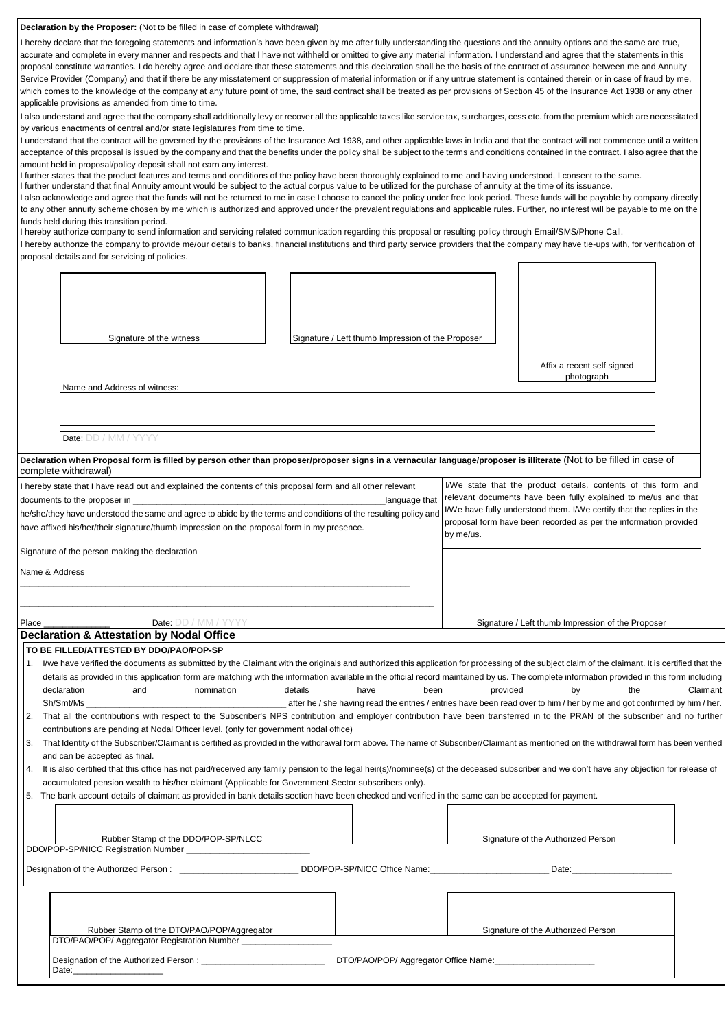**Declaration by the Proposer:** (Not to be filled in case of complete withdrawal)

I hereby declare that the foregoing statements and information's have been given by me after fully understanding the questions and the annuity options and the same are true, accurate and complete in every manner and respects and that I have not withheld or omitted to give any material information. I understand and agree that the statements in this proposal constitute warranties. I do hereby agree and declare that these statements and this declaration shall be the basis of the contract of assurance between me and Annuity Service Provider (Company) and that if there be any misstatement or suppression of material information or if any untrue statement is contained therein or in case of fraud by me, which comes to the knowledge of the company at any future point of time, the said contract shall be treated as per provisions of Section 45 of the Insurance Act 1938 or any other applicable provisions as amended from time to time.

I also understand and agree that the company shall additionally levy or recover all the applicable taxes like service tax, surcharges, cess etc. from the premium which are necessitated by various enactments of central and/or state legislatures from time to time.

I understand that the contract will be governed by the provisions of the Insurance Act 1938, and other applicable laws in India and that the contract will not commence until a written acceptance of this proposal is issued by the company and that the benefits under the policy shall be subject to the terms and conditions contained in the contract. I also agree that the amount held in proposal/policy deposit shall not earn any interest.

I further states that the product features and terms and conditions of the policy have been thoroughly explained to me and having understood, I consent to the same.

I further understand that final Annuity amount would be subject to the actual corpus value to be utilized for the purchase of annuity at the time of its issuance.

I also acknowledge and agree that the funds will not be returned to me in case I choose to cancel the policy under free look period. These funds will be payable by company directly to any other annuity scheme chosen by me which is authorized and approved under the prevalent regulations and applicable rules. Further, no interest will be payable to me on the funds held during this transition period.

I hereby authorize company to send information and servicing related communication regarding this proposal or resulting policy through Email/SMS/Phone Call.

I hereby authorize the company to provide me/our details to banks, financial institutions and third party service providers that the company may have tie-ups with, for verification of proposal details and for servicing of policies.

Signature of the witness

Signature / Left thumb Impression of the Proposer

Affix a recent self signed photograph

Name and Address of witness:

Date: DD / MM / YYYY

**Declaration when Proposal form is filled by person other than proposer/proposer signs in a vernacular language/proposer is illiterate** (Not to be filled in case of complete withdrawal)

I hereby state that I have read out and explained the contents of this proposal form and all other relevant documents to the proposer in ________________________________________language that he/she/they have understood the same and agree to abide by the terms and conditions of the resulting policy and have affixed his/her/their signature/thumb impression on the proposal form in my presence.

Signature of the person making the declaration

Name & Address

________________________________________________________________________________

________________________________________________________________________________

Place ______________ Date: DD / MM / YYYY

I/We state that the product details, contents of this form and relevant documents have been fully explained to me/us and that I/We have fully understood them. I/We certify that the replies in the proposal form have been recorded as per the information provided by me/us.

Signature / Left thumb Impression of the Proposer

## Declaration & Attestation by Nodal Office

**TO BE FILLED/ATTESTED BY DDO/PAO/POP-SP**

1. I/we have verified the documents as submitted by the Claimant with the originals and authorized this application for processing of the subject claim of the claimant. It is certified that the details as provided in this application form are matching with the information available in the official record maintained by us. The complete information provided in this form including declaration and nomination details have been provided by the Claimant Sh/Smt/Ms ________________________________________ after he / she having read the entries / entries have been read over to him / her by me and got confirmed by him / her.
2. That all the contributions with respect to the Subscriber's NPS contribution and employer contribution have been transferred in to the PRAN of the subscriber and no further contributions are pending at Nodal Officer level. (only for government nodal office)
3. That Identity of the Subscriber/Claimant is certified as provided in the withdrawal form above. The name of Subscriber/Claimant as mentioned on the withdrawal form has been verified and can be accepted as final.
4. It is also certified that this office has not paid/received any family pension to the legal heir(s)/nominee(s) of the deceased subscriber and we don't have any objection for release of accumulated pension wealth to his/her claimant (Applicable for Government Sector subscribers only).
5. The bank account details of claimant as provided in bank details section have been checked and verified in the same can be accepted for payment.

Rubber Stamp of the DDO/POP-SP/NLCC

Signature of the Authorized Person

DDO/POP-SP/NICC Registration Number _________________________

Designation of the Authorized Person : ________________________ DDO/POP-SP/NICC Office Name:_________________________ Date:____________________

Rubber Stamp of the DTO/PAO/POP/Aggregator

Signature of the Authorized Person

DTO/PAO/POP/ Aggregator Registration Number ___________________

Designation of the Authorized Person : _________________________ DTO/PAO/POP/ Aggregator Office Name:____________________

Date:___________________